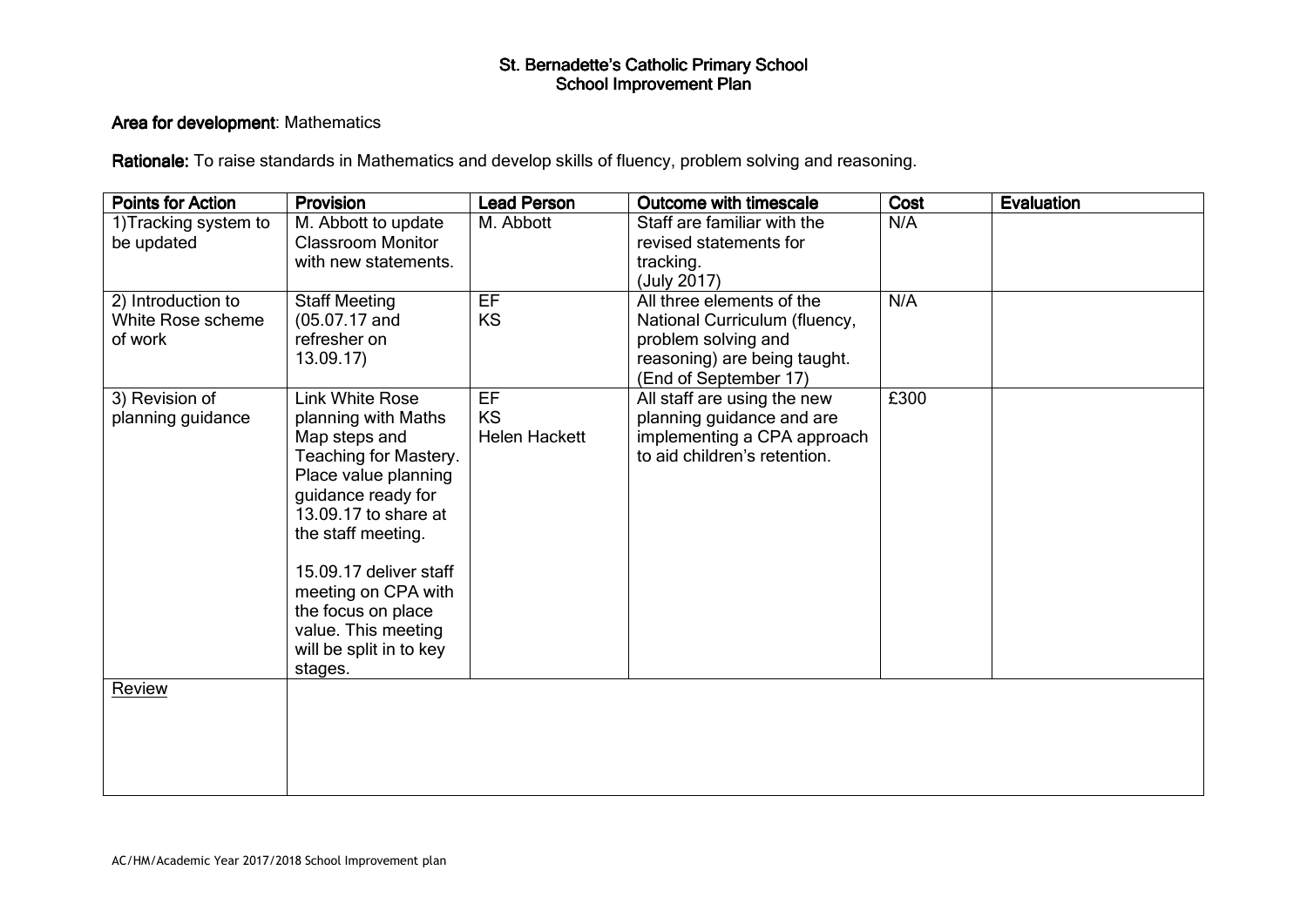# St. Bernadette's Catholic Primary School
## School Improvement Plan

**Area for development**: Mathematics

**Rationale:** To raise standards in Mathematics and develop skills of fluency, problem solving and reasoning.

| Points for Action | Provision | Lead Person | Outcome with timescale | Cost | Evaluation |
|---|---|---|---|---|---|
| 1)Tracking system to be updated | M. Abbott to update Classroom Monitor with new statements. | M. Abbott | Staff are familiar with the revised statements for tracking. (July 2017) | N/A | |
| 2) Introduction to White Rose scheme of work | Staff Meeting (05.07.17 and refresher on 13.09.17) | EF<br>KS | All three elements of the National Curriculum (fluency, problem solving and reasoning) are being taught. (End of September 17) | N/A | |
| 3) Revision of planning guidance | Link White Rose planning with Maths Map steps and Teaching for Mastery. Place value planning guidance ready for 13.09.17 to share at the staff meeting.<br><br>15.09.17 deliver staff meeting on CPA with the focus on place value. This meeting will be split in to key stages. | EF<br>KS<br>Helen Hackett | All staff are using the new planning guidance and are implementing a CPA approach to aid children's retention. | £300 | |
| Review | | | | | |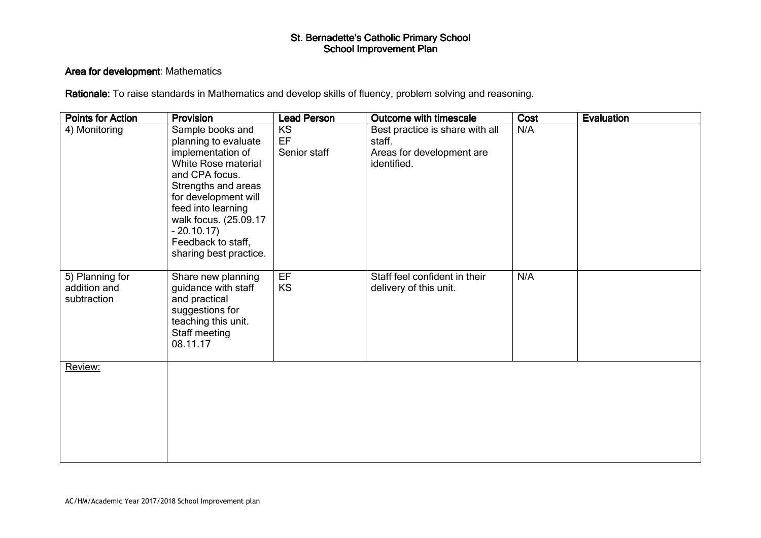St. Bernadette's Catholic Primary School
School Improvement Plan

**Area for development**: Mathematics

**Rationale:** To raise standards in Mathematics and develop skills of fluency, problem solving and reasoning.

| Points for Action | Provision | Lead Person | Outcome with timescale | Cost | Evaluation |
|---|---|---|---|---|---|
| 4) Monitoring | Sample books and planning to evaluate implementation of White Rose material and CPA focus. Strengths and areas for development will feed into learning walk focus. (25.09.17 – 20.10.17) Feedback to staff, sharing best practice. | KS<br>EF<br>Senior staff | Best practice is share with all staff.<br>Areas for development are identified. | N/A | |
| 5) Planning for addition and subtraction | Share new planning guidance with staff and practical suggestions for teaching this unit. Staff meeting 08.11.17 | EF<br>KS | Staff feel confident in their delivery of this unit. | N/A | |
| Review: | | | | | |

AC/HM/Academic Year 2017/2018 School Improvement plan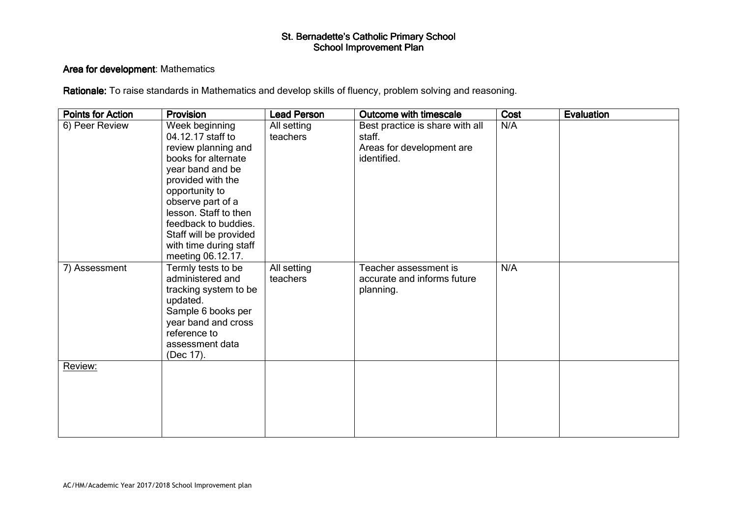# St. Bernadette's Catholic Primary School
# School Improvement Plan

**Area for development**: Mathematics

**Rationale:** To raise standards in Mathematics and develop skills of fluency, problem solving and reasoning.

| Points for Action | Provision | Lead Person | Outcome with timescale | Cost | Evaluation |
|---|---|---|---|---|---|
| 6) Peer Review | Week beginning 04.12.17 staff to review planning and books for alternate year band and be provided with the opportunity to observe part of a lesson. Staff to then feedback to buddies. Staff will be provided with time during staff meeting 06.12.17. | All setting teachers | Best practice is share with all staff.<br>Areas for development are identified. | N/A | |
| 7) Assessment | Termly tests to be administered and tracking system to be updated.<br>Sample 6 books per year band and cross reference to assessment data (Dec 17). | All setting teachers | Teacher assessment is accurate and informs future planning. | N/A | |
| Review: | | | | | |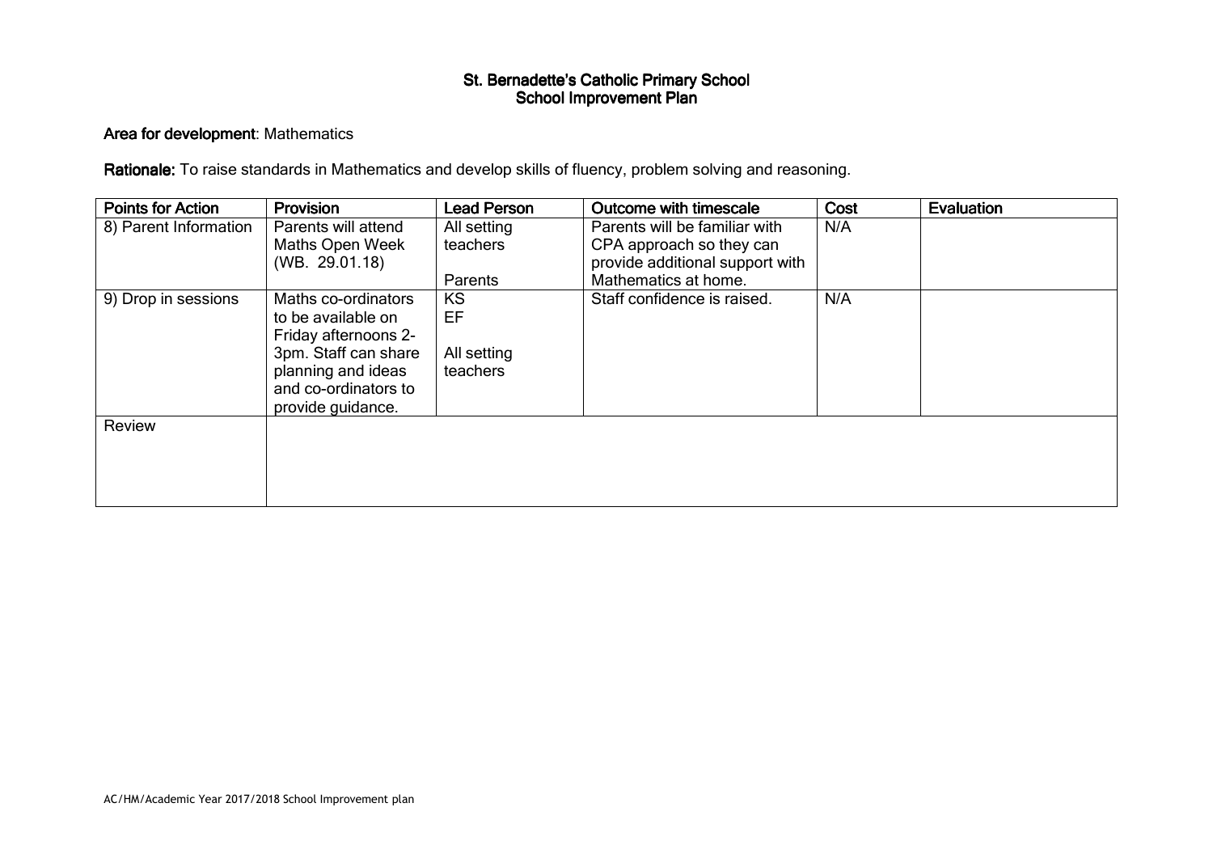# St. Bernadette's Catholic Primary School
## School Improvement Plan

**Area for development**: Mathematics

**Rationale:** To raise standards in Mathematics and develop skills of fluency, problem solving and reasoning.

| Points for Action | Provision | Lead Person | Outcome with timescale | Cost | Evaluation |
|---|---|---|---|---|---|
| 8) Parent Information | Parents will attend Maths Open Week (WB. 29.01.18) | All setting teachers<br><br>Parents | Parents will be familiar with CPA approach so they can provide additional support with Mathematics at home. | N/A | |
| 9) Drop in sessions | Maths co-ordinators to be available on Friday afternoons 2-3pm. Staff can share planning and ideas and co-ordinators to provide guidance. | KS<br>EF<br><br>All setting teachers | Staff confidence is raised. | N/A | |
| Review | | | | | |